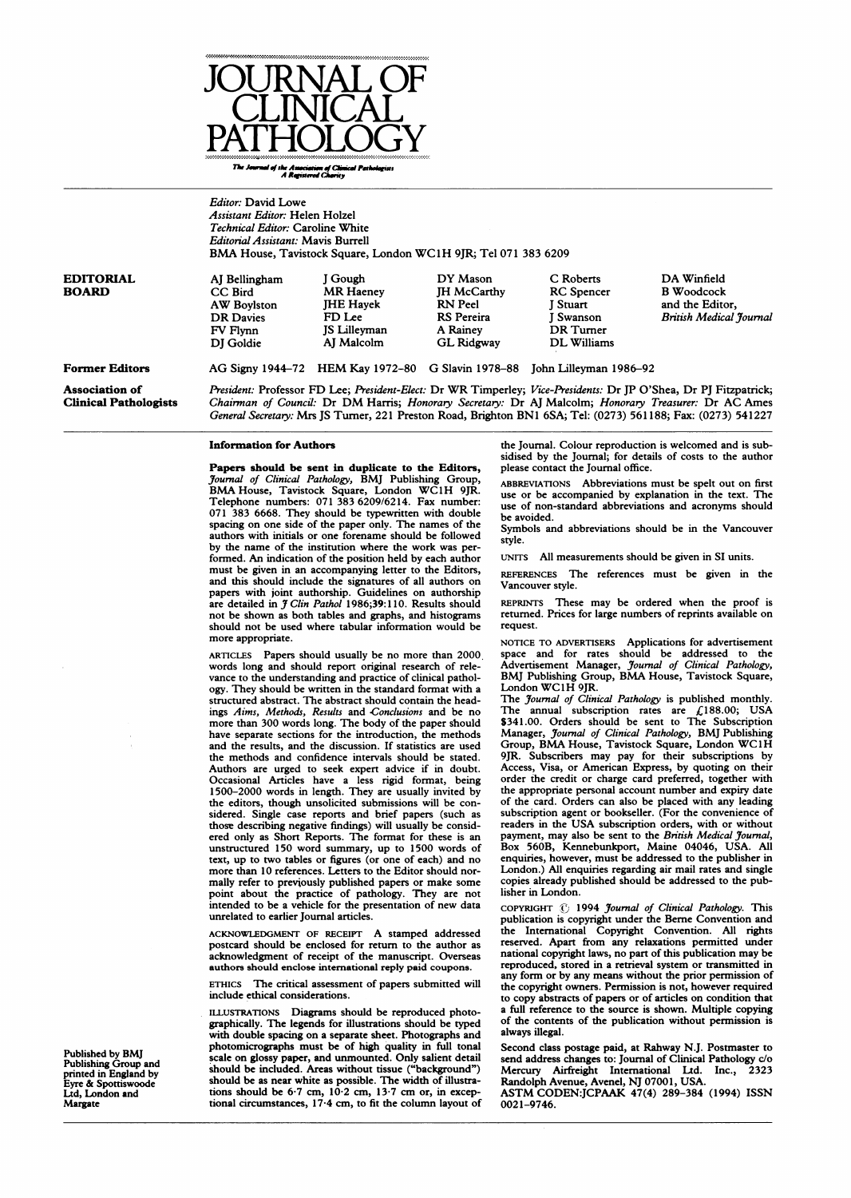# JOURNAL OF CLINICAL PATHOLOGY

*The Journal of the Association of Clinical Pathologists*
*A Registered Charity*

*Editor:* David Lowe
*Assistant Editor:* Helen Holzel
*Technical Editor:* Caroline White
*Editorial Assistant:* Mavis Burrell
BMA House, Tavistock Square, London WC1H 9JR; Tel 071 383 6209

**EDITORIAL BOARD**

| | | | | |
|---|---|---|---|---|
| AJ Bellingham | J Gough | DY Mason | C Roberts | DA Winfield |
| CC Bird | MR Haeney | JH McCarthy | RC Spencer | B Woodcock |
| AW Boylston | JHE Hayek | RN Peel | J Stuart | and the Editor, |
| DR Davies | FD Lee | RS Pereira | J Swanson | *British Medical Journal* |
| FV Flynn | JS Lilleyman | A Rainey | DR Turner | |
| DJ Goldie | AJ Malcolm | GL Ridgway | DL Williams | |

**Former Editors**

AG Signy 1944–72 HEM Kay 1972–80 G Slavin 1978–88 John Lilleyman 1986–92

**Association of Clinical Pathologists**

*President:* Professor FD Lee; *President-Elect:* Dr WR Timperley; *Vice-Presidents:* Dr JP O'Shea, Dr PJ Fitzpatrick; *Chairman of Council:* Dr DM Harris; *Honorary Secretary:* Dr AJ Malcolm; *Honorary Treasurer:* Dr AC Ames
*General Secretary:* Mrs JS Turner, 221 Preston Road, Brighton BN1 6SA; Tel: (0273) 561188; Fax: (0273) 541227

## Information for Authors

**Papers should be sent in duplicate to the Editors,** *Journal of Clinical Pathology*, BMJ Publishing Group, BMA House, Tavistock Square, London WC1H 9JR. Telephone numbers: 071 383 6209/6214. Fax number: 071 383 6668. They should be typewritten with double spacing on one side of the paper only. The names of the authors with initials or one forename should be followed by the name of the institution where the work was performed. An indication of the position held by each author must be given in an accompanying letter to the Editors, and this should include the signatures of all authors on papers with joint authorship. Guidelines on authorship are detailed in *J Clin Pathol* 1986;39:110. Results should not be shown as both tables and graphs, and histograms should not be used where tabular information would be more appropriate.

ARTICLES Papers should usually be no more than 2000 words long and should report original research of relevance to the understanding and practice of clinical pathology. They should be written in the standard format with a structured abstract. The abstract should contain the headings *Aims, Methods, Results* and *Conclusions* and be no more than 300 words long. The body of the paper should have separate sections for the introduction, the methods and the results, and the discussion. If statistics are used the methods and confidence intervals should be stated. Authors are urged to seek expert advice if in doubt. Occasional Articles have a less rigid format, being 1500–2000 words in length. They are usually invited by the editors, though unsolicited submissions will be considered. Single case reports and brief papers (such as those describing negative findings) will usually be considered only as Short Reports. The format for these is an unstructured 150 word summary, up to 1500 words of text, up to two tables or figures (or one of each) and no more than 10 references. Letters to the Editor should normally refer to previously published papers or make some point about the practice of pathology. They are not intended to be a vehicle for the presentation of new data unrelated to earlier Journal articles.

ACKNOWLEDGMENT OF RECEIPT A stamped addressed postcard should be enclosed for return to the author as acknowledgment of receipt of the manuscript. Overseas authors should enclose international reply paid coupons.

ETHICS The critical assessment of papers submitted will include ethical considerations.

ILLUSTRATIONS Diagrams should be reproduced photographically. The legends for illustrations should be typed with double spacing on a separate sheet. Photographs and photomicrographs must be of high quality in full tonal scale on glossy paper, and unmounted. Only salient detail should be included. Areas without tissue ("background") should be as near white as possible. The width of illustrations should be 6·7 cm, 10·2 cm, 13·7 cm or, in exceptional circumstances, 17·4 cm, to fit the column layout of the Journal. Colour reproduction is welcomed and is subsidised by the Journal; for details of costs to the author please contact the Journal office.

ABBREVIATIONS Abbreviations must be spelt out on first use or be accompanied by explanation in the text. The use of non-standard abbreviations and acronyms should be avoided.
Symbols and abbreviations should be in the Vancouver style.

UNITS All measurements should be given in SI units.

REFERENCES The references must be given in the Vancouver style.

REPRINTS These may be ordered when the proof is returned. Prices for large numbers of reprints available on request.

NOTICE TO ADVERTISERS Applications for advertisement space and for rates should be addressed to the Advertisement Manager, *Journal of Clinical Pathology*, BMJ Publishing Group, BMA House, Tavistock Square, London WC1H 9JR.
The *Journal of Clinical Pathology* is published monthly. The annual subscription rates are £188.00; USA $341.00. Orders should be sent to The Subscription Manager, *Journal of Clinical Pathology*, BMJ Publishing Group, BMA House, Tavistock Square, London WC1H 9JR. Subscribers may pay for their subscriptions by Access, Visa, or American Express, by quoting on their order the credit or charge card preferred, together with the appropriate personal account number and expiry date of the card. Orders can also be placed with any leading subscription agent or bookseller. (For the convenience of readers in the USA subscription orders, with or without payment, may also be sent to the *British Medical Journal*, Box 560B, Kennebunkport, Maine 04046, USA. All enquiries, however, must be addressed to the publisher in London.) All enquiries regarding air mail rates and single copies already published should be addressed to the publisher in London.

COPYRIGHT © 1994 *Journal of Clinical Pathology*. This publication is copyright under the Berne Convention and the International Copyright Convention. All rights reserved. Apart from any relaxations permitted under national copyright laws, no part of this publication may be reproduced, stored in a retrieval system or transmitted in any form or by any means without the prior permission of the copyright owners. Permission is not, however required to copy abstracts of papers or of articles on condition that a full reference to the source is shown. Multiple copying of the contents of the publication without permission is always illegal.

Second class postage paid, at Rahway N.J. Postmaster to send address changes to: Journal of Clinical Pathology c/o Mercury Airfreight International Ltd. Inc., 2323 Randolph Avenue, Avenel, NJ 07001, USA.
ASTM CODEN:JCPAAK 47(4) 289–384 (1994) ISSN 0021–9746.

Published by BMJ Publishing Group and printed in England by Eyre & Spottiswoode Ltd, London and Margate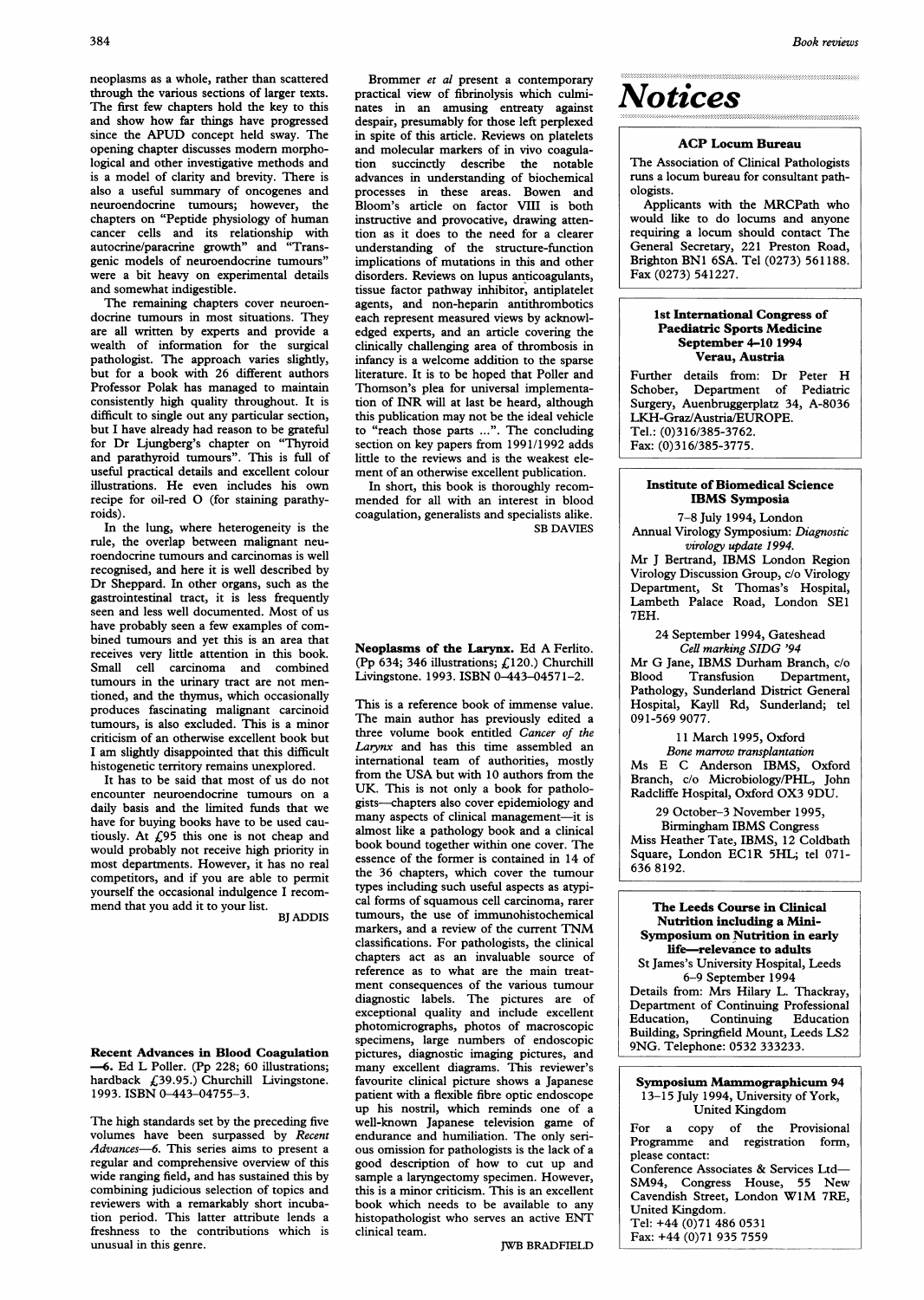neoplasms as a whole, rather than scattered through the various sections of larger texts. The first few chapters hold the key to this and show how far things have progressed since the APUD concept held sway. The opening chapter discusses modern morphological and other investigative methods and is a model of clarity and brevity. There is also a useful summary of oncogenes and neuroendocrine tumours; however, the chapters on "Peptide physiology of human cancer cells and its relationship with autocrine/paracrine growth" and "Transgenic models of neuroendocrine tumours" were a bit heavy on experimental details and somewhat indigestible.

The remaining chapters cover neuroendocrine tumours in most situations. They are all written by experts and provide a wealth of information for the surgical pathologist. The approach varies slightly, but for a book with 26 different authors Professor Polak has managed to maintain consistently high quality throughout. It is difficult to single out any particular section, but I have already had reason to be grateful for Dr Ljungberg's chapter on "Thyroid and parathyroid tumours". This is full of useful practical details and excellent colour illustrations. He even includes his own recipe for oil-red O (for staining parathyroids).

In the lung, where heterogeneity is the rule, the overlap between malignant neuroendocrine tumours and carcinomas is well recognised, and here it is well described by Dr Sheppard. In other organs, such as the gastrointestinal tract, it is less frequently seen and less well documented. Most of us have probably seen a few examples of combined tumours and yet this is an area that receives very little attention in this book. Small cell carcinoma and combined tumours in the urinary tract are not mentioned, and the thymus, which occasionally produces fascinating malignant carcinoid tumours, is also excluded. This is a minor criticism of an otherwise excellent book but I am slightly disappointed that this difficult histogenetic territory remains unexplored.

It has to be said that most of us do not encounter neuroendocrine tumours on a daily basis and the limited funds that we have for buying books have to be used cautiously. At £95 this one is not cheap and would probably not receive high priority in most departments. However, it has no real competitors, and if you are able to permit yourself the occasional indulgence I recommend that you add it to your list.

BJ ADDIS

**Recent Advances in Blood Coagulation —6.** Ed L Poller. (Pp 228; 60 illustrations; hardback £39.95.) Churchill Livingstone. 1993. ISBN 0–443–04755–3.

The high standards set by the preceding five volumes have been surpassed by *Recent Advances—6*. This series aims to present a regular and comprehensive overview of this wide ranging field, and has sustained this by combining judicious selection of topics and reviewers with a remarkably short incubation period. This latter attribute lends a freshness to the contributions which is unusual in this genre.

Brommer *et al* present a contemporary practical view of fibrinolysis which culminates in an amusing entreaty against despair, presumably for those left perplexed in spite of this article. Reviews on platelets and molecular markers of in vivo coagulation succinctly describe the notable advances in understanding of biochemical processes in these areas. Bowen and Bloom's article on factor VIII is both instructive and provocative, drawing attention as it does to the need for a clearer understanding of the structure-function implications of mutations in this and other disorders. Reviews on lupus anticoagulants, tissue factor pathway inhibitor, antiplatelet agents, and non-heparin antithrombotics each represent measured views by acknowledged experts, and an article covering the clinically challenging area of thrombosis in infancy is a welcome addition to the sparse literature. It is to be hoped that Poller and Thomson's plea for universal implementation of INR will at last be heard, although this publication may not be the ideal vehicle to "reach those parts ...". The concluding section on key papers from 1991/1992 adds little to the reviews and is the weakest element of an otherwise excellent publication.

In short, this book is thoroughly recommended for all with an interest in blood coagulation, generalists and specialists alike.

SB DAVIES

**Neoplasms of the Larynx.** Ed A Ferlito. (Pp 634; 346 illustrations; £120.) Churchill Livingstone. 1993. ISBN 0–443–04571–2.

This is a reference book of immense value. The main author has previously edited a three volume book entitled *Cancer of the Larynx* and has this time assembled an international team of authorities, mostly from the USA but with 10 authors from the UK. This is not only a book for pathologists—chapters also cover epidemiology and many aspects of clinical management—it is almost like a pathology book and a clinical book bound together within one cover. The essence of the former is contained in 14 of the 36 chapters, which cover the tumour types including such useful aspects as atypical forms of squamous cell carcinoma, rarer tumours, the use of immunohistochemical markers, and a review of the current TNM classifications. For pathologists, the clinical chapters act as an invaluable source of reference as to what are the main treatment consequences of the various tumour diagnostic labels. The pictures are of exceptional quality and include excellent photomicrographs, photos of macroscopic specimens, large numbers of endoscopic pictures, diagnostic imaging pictures, and many excellent diagrams. This reviewer's favourite clinical picture shows a Japanese patient with a flexible fibre optic endoscope up his nostril, which reminds one of a well-known Japanese television game of endurance and humiliation. The only serious omission for pathologists is the lack of a good description of how to cut up and sample a laryngectomy specimen. However, this is a minor criticism. This is an excellent book which needs to be available to any histopathologist who serves an active ENT clinical team.

JWB BRADFIELD

# Notices

**ACP Locum Bureau**

The Association of Clinical Pathologists runs a locum bureau for consultant pathologists.

Applicants with the MRCPath who would like to do locums and anyone requiring a locum should contact The General Secretary, 221 Preston Road, Brighton BN1 6SA. Tel (0273) 561188. Fax (0273) 541227.

**1st International Congress of Paediatric Sports Medicine**
**September 4–10 1994**
**Verau, Austria**

Further details from: Dr Peter H Schober, Department of Pediatric Surgery, Auenbruggerplatz 34, A-8036 LKH-Graz/Austria/EUROPE.
Tel.: (0)316/385-3762.
Fax: (0)316/385-3775.

**Institute of Biomedical Science**
**IBMS Symposia**

7–8 July 1994, London
Annual Virology Symposium: *Diagnostic virology update 1994.*
Mr J Bertrand, IBMS London Region Virology Discussion Group, c/o Virology Department, St Thomas's Hospital, Lambeth Palace Road, London SE1 7EH.

24 September 1994, Gateshead
*Cell marking SIDG '94*
Mr G Jane, IBMS Durham Branch, c/o Blood Transfusion Department, Pathology, Sunderland District General Hospital, Kayll Rd, Sunderland; tel 091-569 9077.

11 March 1995, Oxford
*Bone marrow transplantation*
Ms E C Anderson IBMS, Oxford Branch, c/o Microbiology/PHL, John Radcliffe Hospital, Oxford OX3 9DU.

29 October–3 November 1995,
Birmingham IBMS Congress
Miss Heather Tate, IBMS, 12 Coldbath Square, London EC1R 5HL; tel 071-636 8192.

**The Leeds Course in Clinical Nutrition including a Mini-Symposium on Nutrition in early life—relevance to adults**
St James's University Hospital, Leeds
6–9 September 1994
Details from: Mrs Hilary L. Thackray, Department of Continuing Professional Education, Continuing Education Building, Springfield Mount, Leeds LS2 9NG. Telephone: 0532 333233.

**Symposium Mammographicum 94**
13–15 July 1994, University of York, United Kingdom
For a copy of the Provisional Programme and registration form, please contact:
Conference Associates & Services Ltd—SM94, Congress House, 55 New Cavendish Street, London W1M 7RE, United Kingdom.
Tel: +44 (0)71 486 0531
Fax: +44 (0)71 935 7559